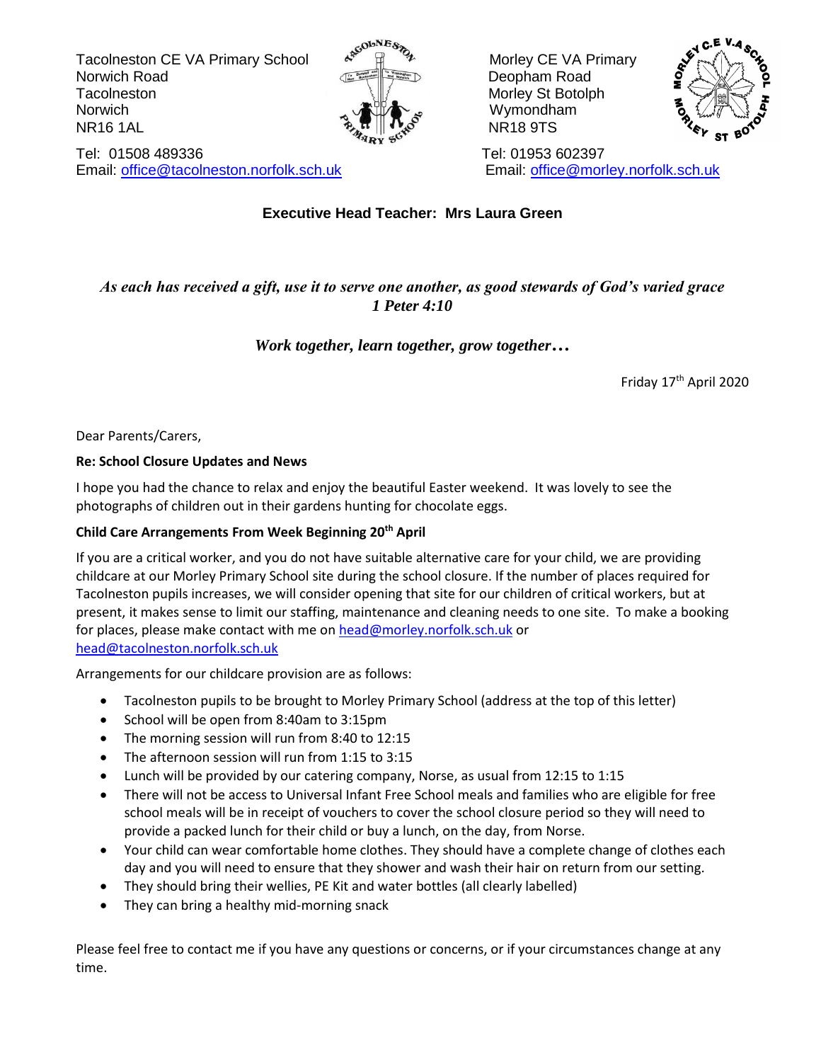Tacolneston CE VA Primary School
Norwich Road
Tacolneston
Norwich
NR16 1AL

Tel: 01508 489336
Email: office@tacolneston.norfolk.sch.uk

Morley CE VA Primary
Deopham Road
Morley St Botolph
Wymondham
NR18 9TS

Tel: 01953 602397
Email: office@morley.norfolk.sch.uk

**Executive Head Teacher: Mrs Laura Green**

***As each has received a gift, use it to serve one another, as good stewards of God's varied grace***
***1 Peter 4:10***

***Work together, learn together, grow together…***

Friday 17th April 2020

Dear Parents/Carers,

**Re: School Closure Updates and News**

I hope you had the chance to relax and enjoy the beautiful Easter weekend. It was lovely to see the photographs of children out in their gardens hunting for chocolate eggs.

**Child Care Arrangements From Week Beginning 20th April**

If you are a critical worker, and you do not have suitable alternative care for your child, we are providing childcare at our Morley Primary School site during the school closure. If the number of places required for Tacolneston pupils increases, we will consider opening that site for our children of critical workers, but at present, it makes sense to limit our staffing, maintenance and cleaning needs to one site. To make a booking for places, please make contact with me on head@morley.norfolk.sch.uk or head@tacolneston.norfolk.sch.uk

Arrangements for our childcare provision are as follows:

- Tacolneston pupils to be brought to Morley Primary School (address at the top of this letter)
- School will be open from 8:40am to 3:15pm
- The morning session will run from 8:40 to 12:15
- The afternoon session will run from 1:15 to 3:15
- Lunch will be provided by our catering company, Norse, as usual from 12:15 to 1:15
- There will not be access to Universal Infant Free School meals and families who are eligible for free school meals will be in receipt of vouchers to cover the school closure period so they will need to provide a packed lunch for their child or buy a lunch, on the day, from Norse.
- Your child can wear comfortable home clothes. They should have a complete change of clothes each day and you will need to ensure that they shower and wash their hair on return from our setting.
- They should bring their wellies, PE Kit and water bottles (all clearly labelled)
- They can bring a healthy mid-morning snack

Please feel free to contact me if you have any questions or concerns, or if your circumstances change at any time.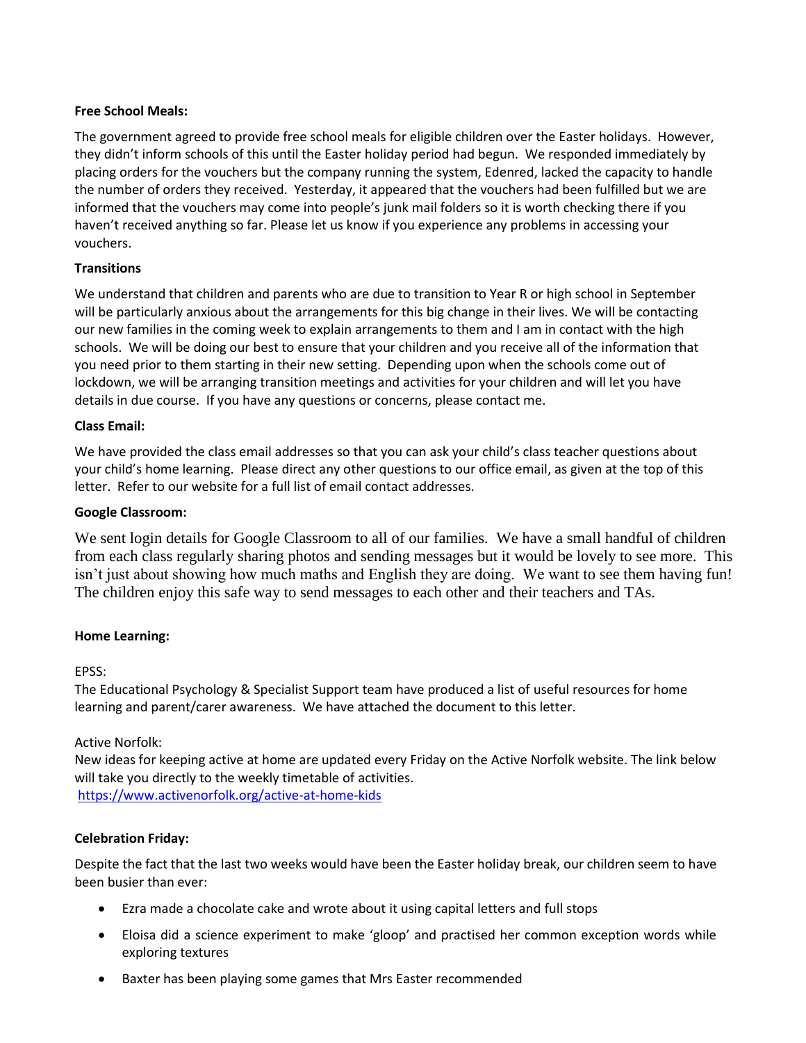**Free School Meals:**

The government agreed to provide free school meals for eligible children over the Easter holidays. However, they didn't inform schools of this until the Easter holiday period had begun. We responded immediately by placing orders for the vouchers but the company running the system, Edenred, lacked the capacity to handle the number of orders they received. Yesterday, it appeared that the vouchers had been fulfilled but we are informed that the vouchers may come into people's junk mail folders so it is worth checking there if you haven't received anything so far. Please let us know if you experience any problems in accessing your vouchers.

**Transitions**

We understand that children and parents who are due to transition to Year R or high school in September will be particularly anxious about the arrangements for this big change in their lives. We will be contacting our new families in the coming week to explain arrangements to them and I am in contact with the high schools. We will be doing our best to ensure that your children and you receive all of the information that you need prior to them starting in their new setting. Depending upon when the schools come out of lockdown, we will be arranging transition meetings and activities for your children and will let you have details in due course. If you have any questions or concerns, please contact me.

**Class Email:**

We have provided the class email addresses so that you can ask your child's class teacher questions about your child's home learning. Please direct any other questions to our office email, as given at the top of this letter. Refer to our website for a full list of email contact addresses.

**Google Classroom:**

We sent login details for Google Classroom to all of our families. We have a small handful of children from each class regularly sharing photos and sending messages but it would be lovely to see more. This isn't just about showing how much maths and English they are doing. We want to see them having fun! The children enjoy this safe way to send messages to each other and their teachers and TAs.

**Home Learning:**

EPSS:
The Educational Psychology & Specialist Support team have produced a list of useful resources for home learning and parent/carer awareness. We have attached the document to this letter.

Active Norfolk:
New ideas for keeping active at home are updated every Friday on the Active Norfolk website. The link below will take you directly to the weekly timetable of activities.
https://www.activenorfolk.org/active-at-home-kids

**Celebration Friday:**

Despite the fact that the last two weeks would have been the Easter holiday break, our children seem to have been busier than ever:

- Ezra made a chocolate cake and wrote about it using capital letters and full stops
- Eloisa did a science experiment to make 'gloop' and practised her common exception words while exploring textures
- Baxter has been playing some games that Mrs Easter recommended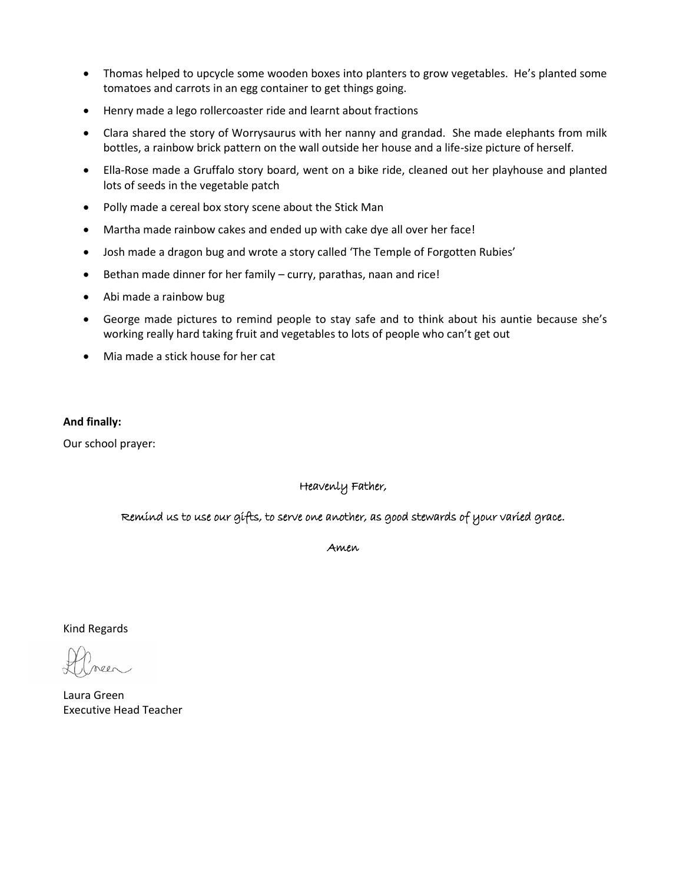- Thomas helped to upcycle some wooden boxes into planters to grow vegetables. He's planted some tomatoes and carrots in an egg container to get things going.
- Henry made a lego rollercoaster ride and learnt about fractions
- Clara shared the story of Worrysaurus with her nanny and grandad. She made elephants from milk bottles, a rainbow brick pattern on the wall outside her house and a life-size picture of herself.
- Ella-Rose made a Gruffalo story board, went on a bike ride, cleaned out her playhouse and planted lots of seeds in the vegetable patch
- Polly made a cereal box story scene about the Stick Man
- Martha made rainbow cakes and ended up with cake dye all over her face!
- Josh made a dragon bug and wrote a story called 'The Temple of Forgotten Rubies'
- Bethan made dinner for her family – curry, parathas, naan and rice!
- Abi made a rainbow bug
- George made pictures to remind people to stay safe and to think about his auntie because she's working really hard taking fruit and vegetables to lots of people who can't get out
- Mia made a stick house for her cat

**And finally:**

Our school prayer:

*Heavenly Father,*

*Remind us to use our gifts, to serve one another, as good stewards of your varied grace.*

*Amen*

Kind Regards

Laura Green
Executive Head Teacher